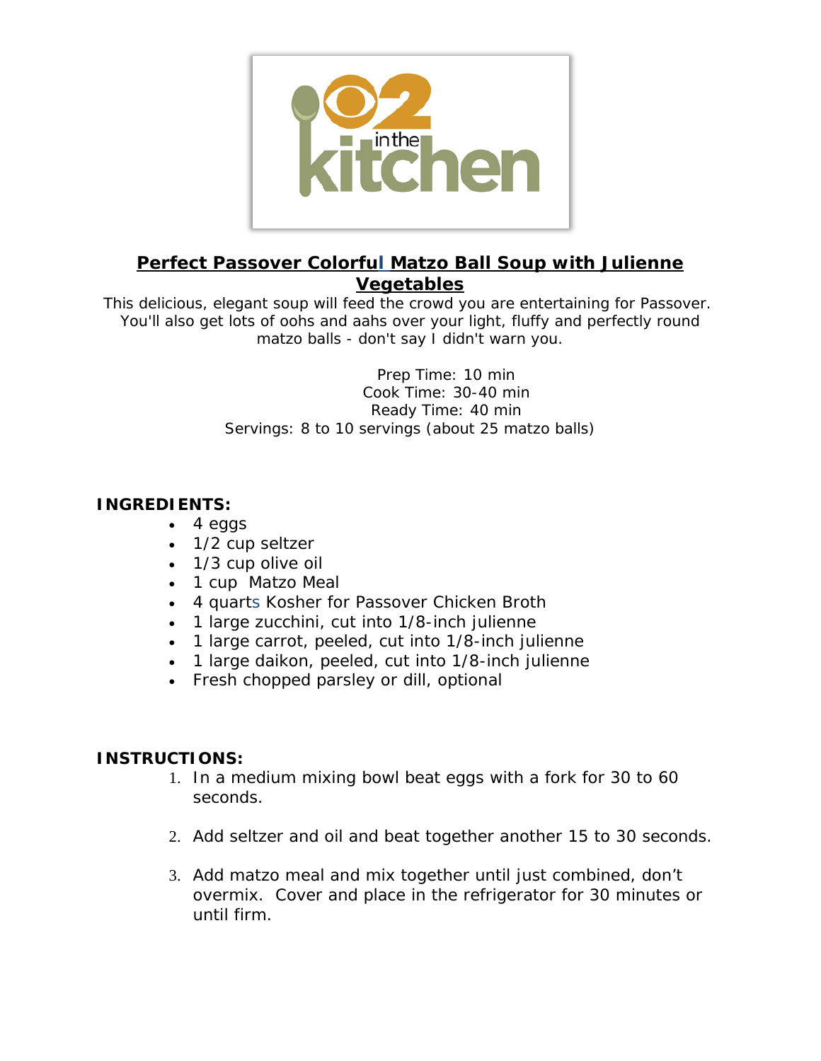# Perfect Passover Colorful Matzo Ball Soup with Julienne Vegetables

This delicious, elegant soup will feed the crowd you are entertaining for Passover. You'll also get lots of oohs and aahs over your light, fluffy and perfectly round matzo balls - don't say I didn't warn you.

Prep Time: 10 min
Cook Time: 30-40 min
Ready Time: 40 min
Servings: 8 to 10 servings (about 25 matzo balls)

**INGREDIENTS:**

- 4 eggs
- 1/2 cup seltzer
- 1/3 cup olive oil
- 1 cup Matzo Meal
- 4 quarts Kosher for Passover Chicken Broth
- 1 large zucchini, cut into 1/8-inch julienne
- 1 large carrot, peeled, cut into 1/8-inch julienne
- 1 large daikon, peeled, cut into 1/8-inch julienne
- Fresh chopped parsley or dill, optional

**INSTRUCTIONS:**

1. In a medium mixing bowl beat eggs with a fork for 30 to 60 seconds.
2. Add seltzer and oil and beat together another 15 to 30 seconds.
3. Add matzo meal and mix together until just combined, don't overmix. Cover and place in the refrigerator for 30 minutes or until firm.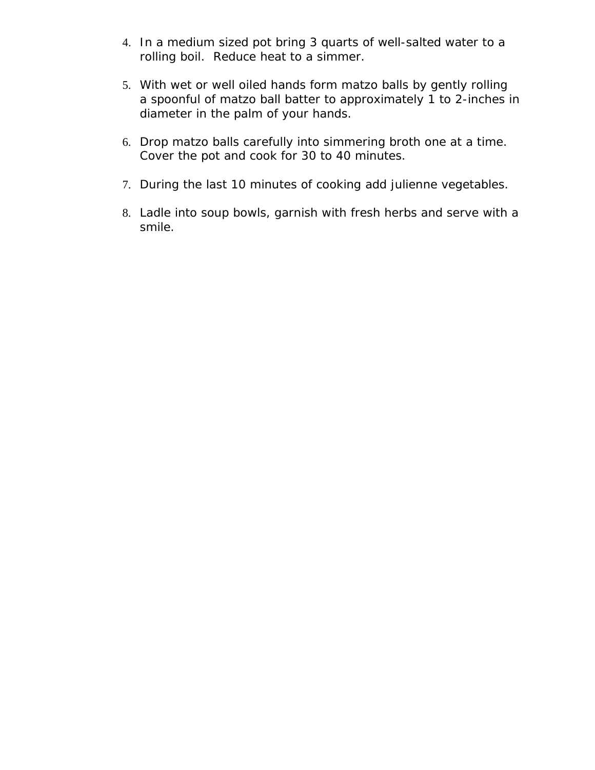4. In a medium sized pot bring 3 quarts of well-salted water to a rolling boil.  Reduce heat to a simmer.

5. With wet or well oiled hands form matzo balls by gently rolling a spoonful of matzo ball batter to approximately 1 to 2-inches in diameter in the palm of your hands.

6. Drop matzo balls carefully into simmering broth one at a time. Cover the pot and cook for 30 to 40 minutes.

7. During the last 10 minutes of cooking add julienne vegetables.

8. Ladle into soup bowls, garnish with fresh herbs and serve with a smile.